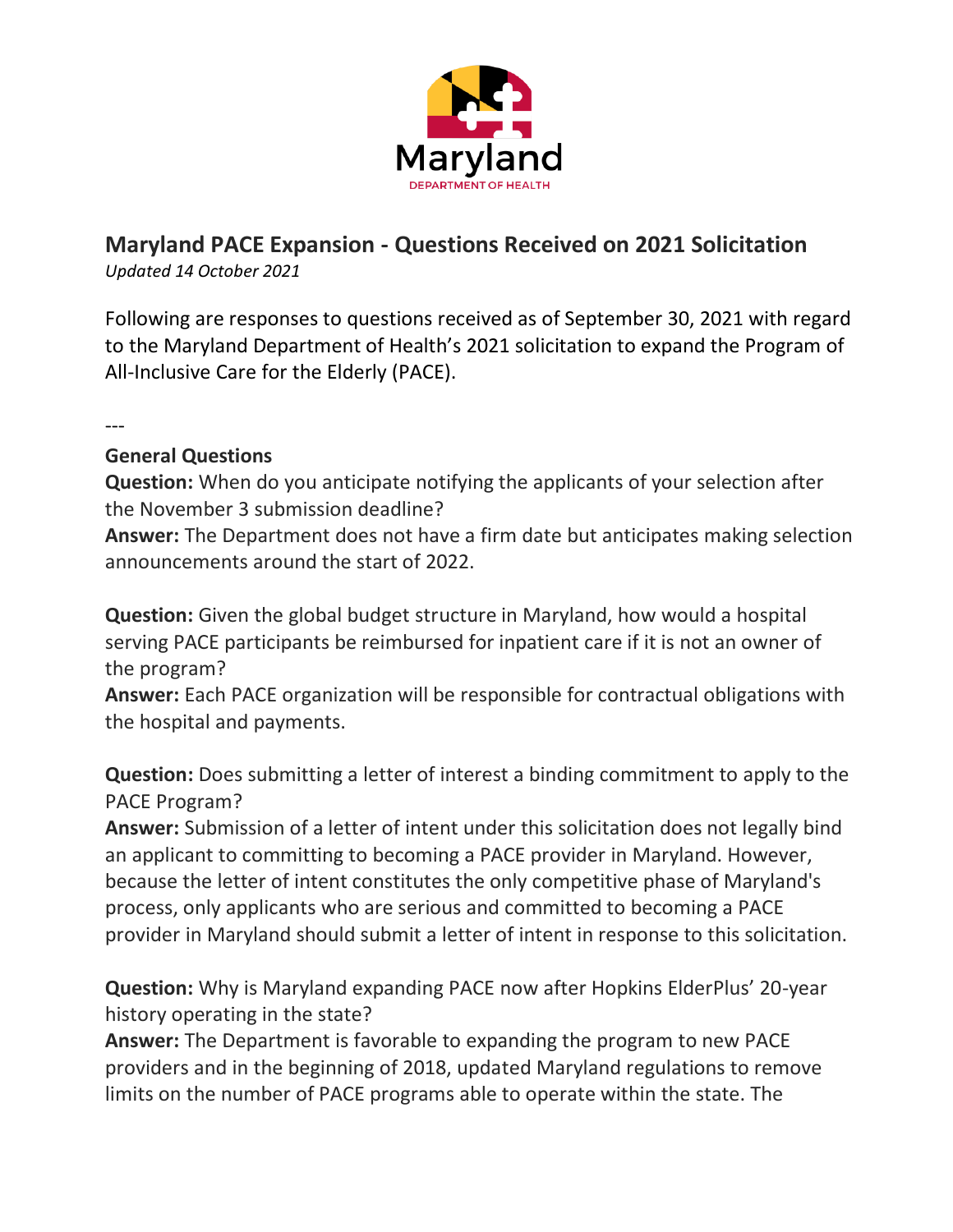Maryland

DEPARTMENT OF HEALTH

# Maryland PACE Expansion - Questions Received on 2021 Solicitation

*Updated 14 October 2021*

Following are responses to questions received as of September 30, 2021 with regard to the Maryland Department of Health's 2021 solicitation to expand the Program of All-Inclusive Care for the Elderly (PACE).

---

## General Questions

**Question:** When do you anticipate notifying the applicants of your selection after the November 3 submission deadline?

**Answer:** The Department does not have a firm date but anticipates making selection announcements around the start of 2022.

**Question:** Given the global budget structure in Maryland, how would a hospital serving PACE participants be reimbursed for inpatient care if it is not an owner of the program?

**Answer:** Each PACE organization will be responsible for contractual obligations with the hospital and payments.

**Question:** Does submitting a letter of interest a binding commitment to apply to the PACE Program?

**Answer:** Submission of a letter of intent under this solicitation does not legally bind an applicant to committing to becoming a PACE provider in Maryland. However, because the letter of intent constitutes the only competitive phase of Maryland's process, only applicants who are serious and committed to becoming a PACE provider in Maryland should submit a letter of intent in response to this solicitation.

**Question:** Why is Maryland expanding PACE now after Hopkins ElderPlus' 20-year history operating in the state?

**Answer:** The Department is favorable to expanding the program to new PACE providers and in the beginning of 2018, updated Maryland regulations to remove limits on the number of PACE programs able to operate within the state. The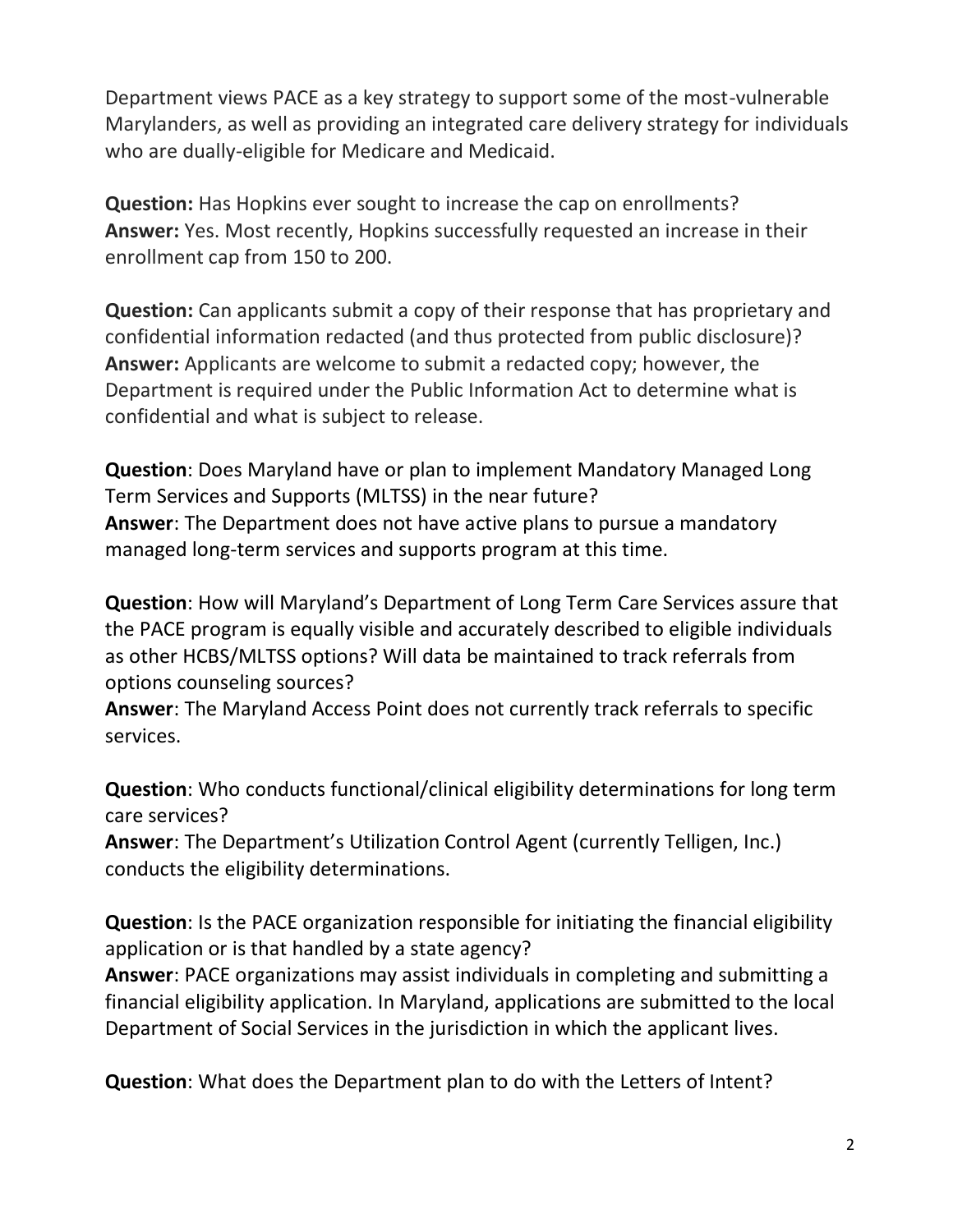Department views PACE as a key strategy to support some of the most-vulnerable Marylanders, as well as providing an integrated care delivery strategy for individuals who are dually-eligible for Medicare and Medicaid.

**Question:** Has Hopkins ever sought to increase the cap on enrollments?
**Answer:** Yes. Most recently, Hopkins successfully requested an increase in their enrollment cap from 150 to 200.

**Question:** Can applicants submit a copy of their response that has proprietary and confidential information redacted (and thus protected from public disclosure)?
**Answer:** Applicants are welcome to submit a redacted copy; however, the Department is required under the Public Information Act to determine what is confidential and what is subject to release.

**Question**: Does Maryland have or plan to implement Mandatory Managed Long Term Services and Supports (MLTSS) in the near future?
**Answer**: The Department does not have active plans to pursue a mandatory managed long-term services and supports program at this time.

**Question**: How will Maryland's Department of Long Term Care Services assure that the PACE program is equally visible and accurately described to eligible individuals as other HCBS/MLTSS options? Will data be maintained to track referrals from options counseling sources?
**Answer**: The Maryland Access Point does not currently track referrals to specific services.

**Question**: Who conducts functional/clinical eligibility determinations for long term care services?
**Answer**: The Department's Utilization Control Agent (currently Telligen, Inc.) conducts the eligibility determinations.

**Question**: Is the PACE organization responsible for initiating the financial eligibility application or is that handled by a state agency?
**Answer**: PACE organizations may assist individuals in completing and submitting a financial eligibility application. In Maryland, applications are submitted to the local Department of Social Services in the jurisdiction in which the applicant lives.

**Question**: What does the Department plan to do with the Letters of Intent?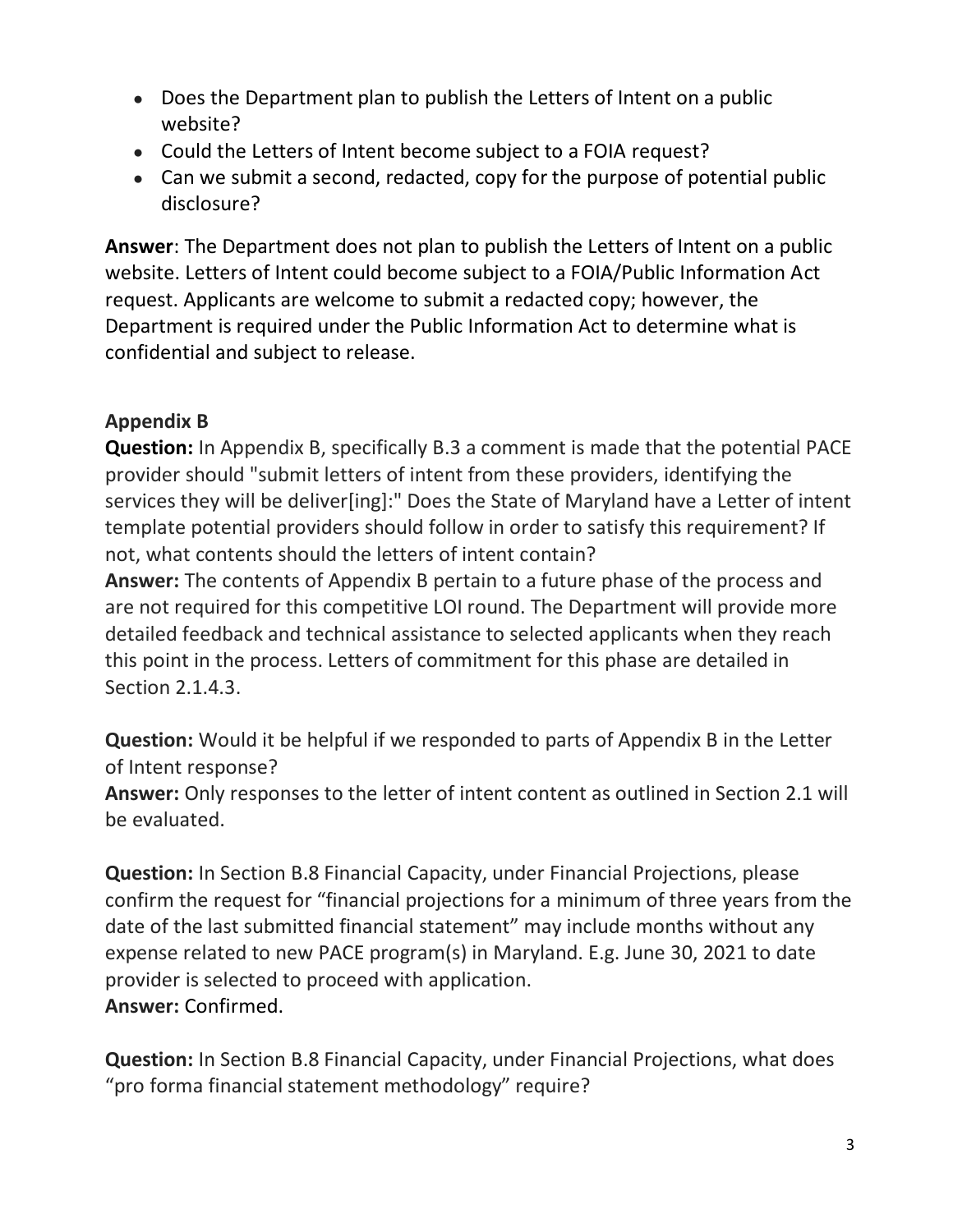- Does the Department plan to publish the Letters of Intent on a public website?
- Could the Letters of Intent become subject to a FOIA request?
- Can we submit a second, redacted, copy for the purpose of potential public disclosure?

**Answer**: The Department does not plan to publish the Letters of Intent on a public website. Letters of Intent could become subject to a FOIA/Public Information Act request. Applicants are welcome to submit a redacted copy; however, the Department is required under the Public Information Act to determine what is confidential and subject to release.

**Appendix B**

**Question:** In Appendix B, specifically B.3 a comment is made that the potential PACE provider should "submit letters of intent from these providers, identifying the services they will be deliver[ing]:" Does the State of Maryland have a Letter of intent template potential providers should follow in order to satisfy this requirement? If not, what contents should the letters of intent contain?

**Answer:** The contents of Appendix B pertain to a future phase of the process and are not required for this competitive LOI round. The Department will provide more detailed feedback and technical assistance to selected applicants when they reach this point in the process. Letters of commitment for this phase are detailed in Section 2.1.4.3.

**Question:** Would it be helpful if we responded to parts of Appendix B in the Letter of Intent response?

**Answer:** Only responses to the letter of intent content as outlined in Section 2.1 will be evaluated.

**Question:** In Section B.8 Financial Capacity, under Financial Projections, please confirm the request for "financial projections for a minimum of three years from the date of the last submitted financial statement" may include months without any expense related to new PACE program(s) in Maryland. E.g. June 30, 2021 to date provider is selected to proceed with application.

**Answer:** Confirmed.

**Question:** In Section B.8 Financial Capacity, under Financial Projections, what does "pro forma financial statement methodology" require?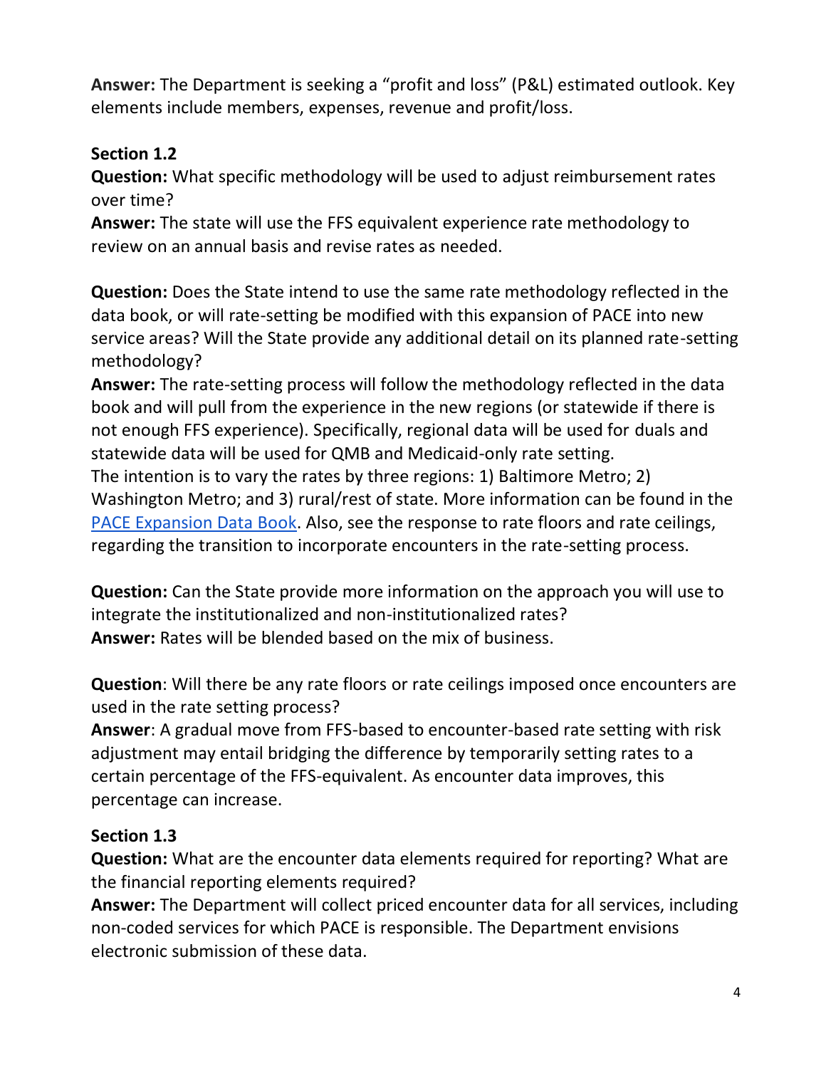**Answer:** The Department is seeking a “profit and loss” (P&L) estimated outlook. Key elements include members, expenses, revenue and profit/loss.

**Section 1.2**

**Question:** What specific methodology will be used to adjust reimbursement rates over time?

**Answer:** The state will use the FFS equivalent experience rate methodology to review on an annual basis and revise rates as needed.

**Question:** Does the State intend to use the same rate methodology reflected in the data book, or will rate-setting be modified with this expansion of PACE into new service areas? Will the State provide any additional detail on its planned rate-setting methodology?

**Answer:** The rate-setting process will follow the methodology reflected in the data book and will pull from the experience in the new regions (or statewide if there is not enough FFS experience). Specifically, regional data will be used for duals and statewide data will be used for QMB and Medicaid-only rate setting.

The intention is to vary the rates by three regions: 1) Baltimore Metro; 2) Washington Metro; and 3) rural/rest of state. More information can be found in the [PACE Expansion Data Book](). Also, see the response to rate floors and rate ceilings, regarding the transition to incorporate encounters in the rate-setting process.

**Question:** Can the State provide more information on the approach you will use to integrate the institutionalized and non-institutionalized rates?

**Answer:** Rates will be blended based on the mix of business.

**Question**: Will there be any rate floors or rate ceilings imposed once encounters are used in the rate setting process?

**Answer**: A gradual move from FFS-based to encounter-based rate setting with risk adjustment may entail bridging the difference by temporarily setting rates to a certain percentage of the FFS-equivalent. As encounter data improves, this percentage can increase.

**Section 1.3**

**Question:** What are the encounter data elements required for reporting? What are the financial reporting elements required?

**Answer:** The Department will collect priced encounter data for all services, including non-coded services for which PACE is responsible. The Department envisions electronic submission of these data.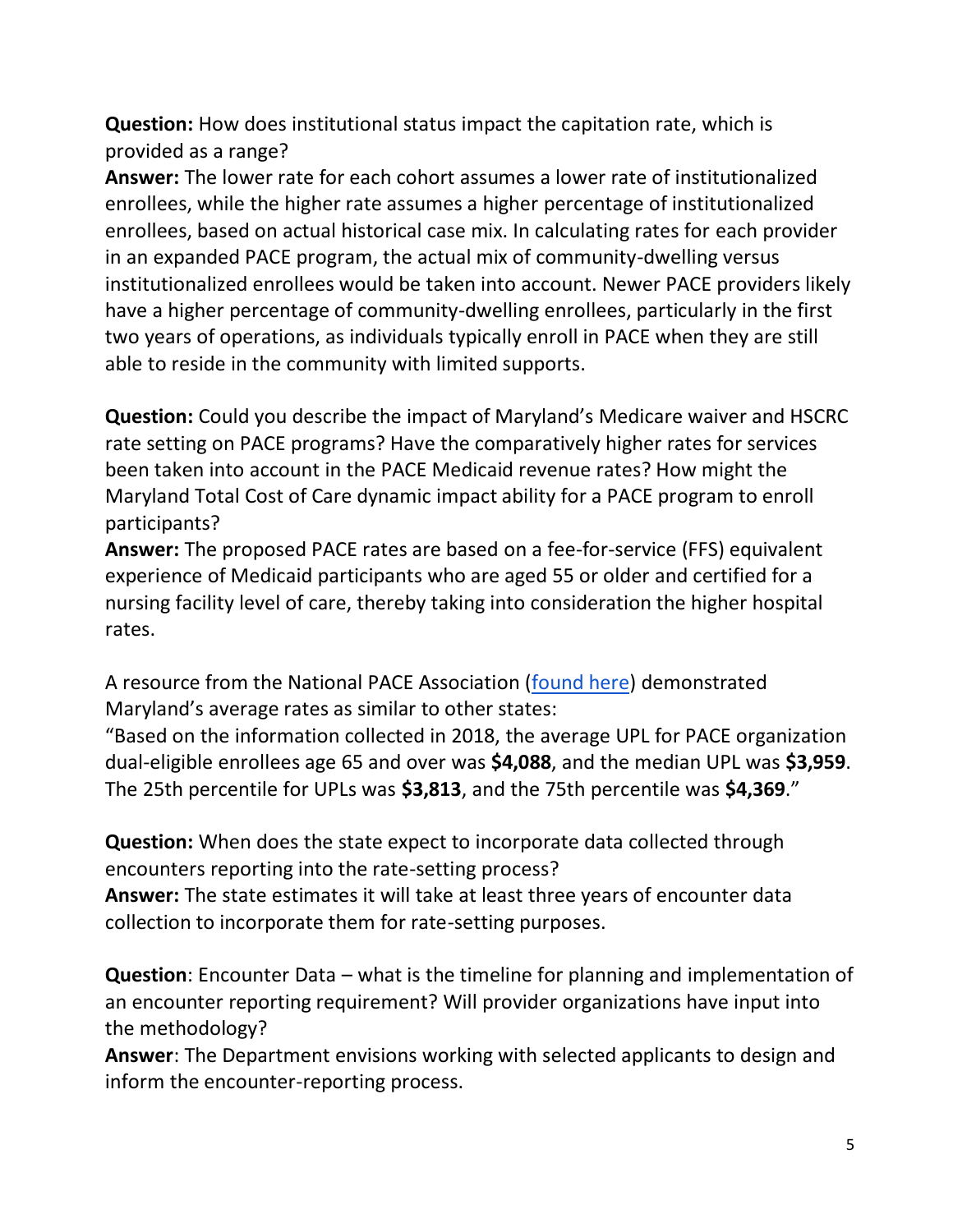**Question:** How does institutional status impact the capitation rate, which is provided as a range?

**Answer:** The lower rate for each cohort assumes a lower rate of institutionalized enrollees, while the higher rate assumes a higher percentage of institutionalized enrollees, based on actual historical case mix. In calculating rates for each provider in an expanded PACE program, the actual mix of community-dwelling versus institutionalized enrollees would be taken into account. Newer PACE providers likely have a higher percentage of community-dwelling enrollees, particularly in the first two years of operations, as individuals typically enroll in PACE when they are still able to reside in the community with limited supports.

**Question:** Could you describe the impact of Maryland's Medicare waiver and HSCRC rate setting on PACE programs? Have the comparatively higher rates for services been taken into account in the PACE Medicaid revenue rates? How might the Maryland Total Cost of Care dynamic impact ability for a PACE program to enroll participants?

**Answer:** The proposed PACE rates are based on a fee-for-service (FFS) equivalent experience of Medicaid participants who are aged 55 or older and certified for a nursing facility level of care, thereby taking into consideration the higher hospital rates.

A resource from the National PACE Association (found here) demonstrated Maryland's average rates as similar to other states:

"Based on the information collected in 2018, the average UPL for PACE organization dual-eligible enrollees age 65 and over was **$4,088**, and the median UPL was **$3,959**. The 25th percentile for UPLs was **$3,813**, and the 75th percentile was **$4,369**."

**Question:** When does the state expect to incorporate data collected through encounters reporting into the rate-setting process?

**Answer:** The state estimates it will take at least three years of encounter data collection to incorporate them for rate-setting purposes.

**Question**: Encounter Data – what is the timeline for planning and implementation of an encounter reporting requirement? Will provider organizations have input into the methodology?

**Answer**: The Department envisions working with selected applicants to design and inform the encounter-reporting process.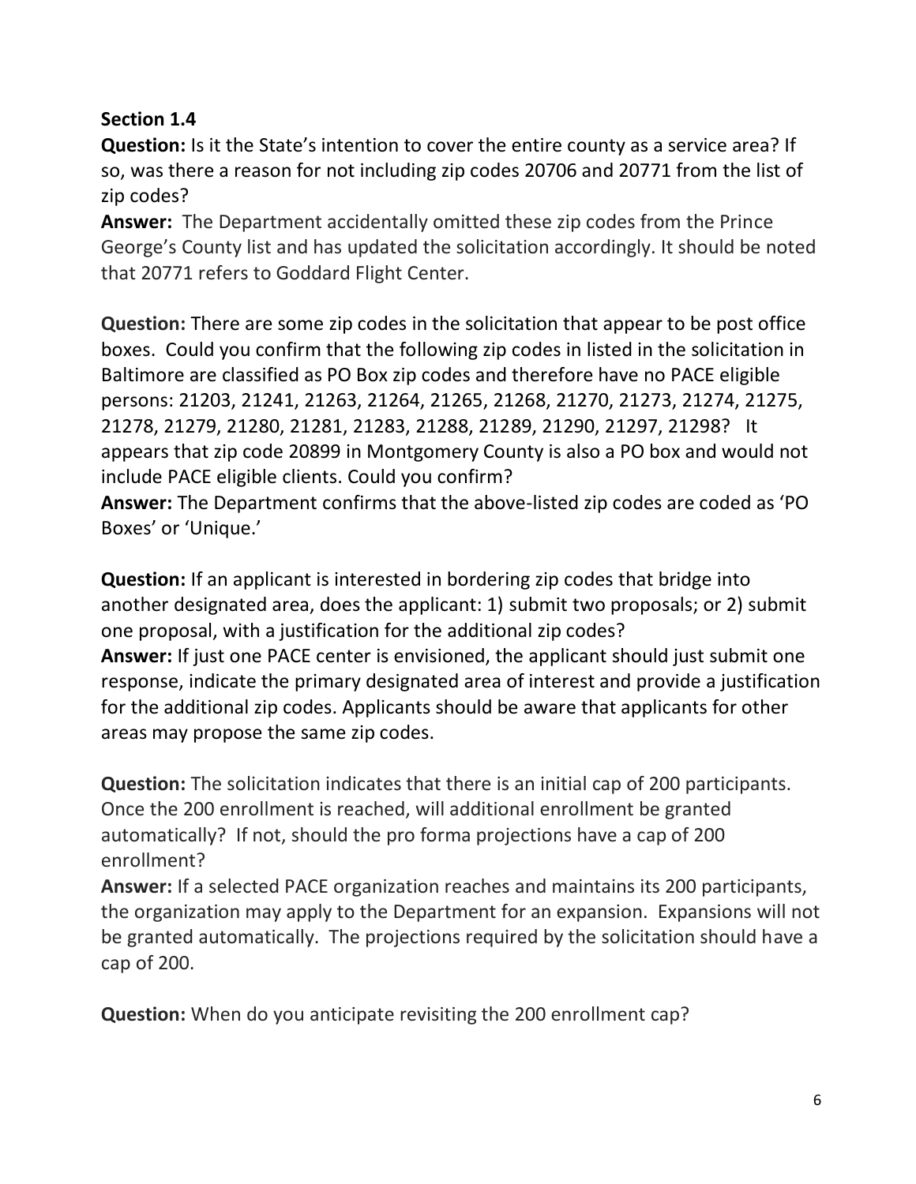**Section 1.4**

**Question:** Is it the State's intention to cover the entire county as a service area? If so, was there a reason for not including zip codes 20706 and 20771 from the list of zip codes?

**Answer:** The Department accidentally omitted these zip codes from the Prince George's County list and has updated the solicitation accordingly. It should be noted that 20771 refers to Goddard Flight Center.

**Question:** There are some zip codes in the solicitation that appear to be post office boxes. Could you confirm that the following zip codes in listed in the solicitation in Baltimore are classified as PO Box zip codes and therefore have no PACE eligible persons: 21203, 21241, 21263, 21264, 21265, 21268, 21270, 21273, 21274, 21275, 21278, 21279, 21280, 21281, 21283, 21288, 21289, 21290, 21297, 21298? It appears that zip code 20899 in Montgomery County is also a PO box and would not include PACE eligible clients. Could you confirm?

**Answer:** The Department confirms that the above-listed zip codes are coded as 'PO Boxes' or 'Unique.'

**Question:** If an applicant is interested in bordering zip codes that bridge into another designated area, does the applicant: 1) submit two proposals; or 2) submit one proposal, with a justification for the additional zip codes?

**Answer:** If just one PACE center is envisioned, the applicant should just submit one response, indicate the primary designated area of interest and provide a justification for the additional zip codes. Applicants should be aware that applicants for other areas may propose the same zip codes.

**Question:** The solicitation indicates that there is an initial cap of 200 participants. Once the 200 enrollment is reached, will additional enrollment be granted automatically? If not, should the pro forma projections have a cap of 200 enrollment?

**Answer:** If a selected PACE organization reaches and maintains its 200 participants, the organization may apply to the Department for an expansion. Expansions will not be granted automatically. The projections required by the solicitation should have a cap of 200.

**Question:** When do you anticipate revisiting the 200 enrollment cap?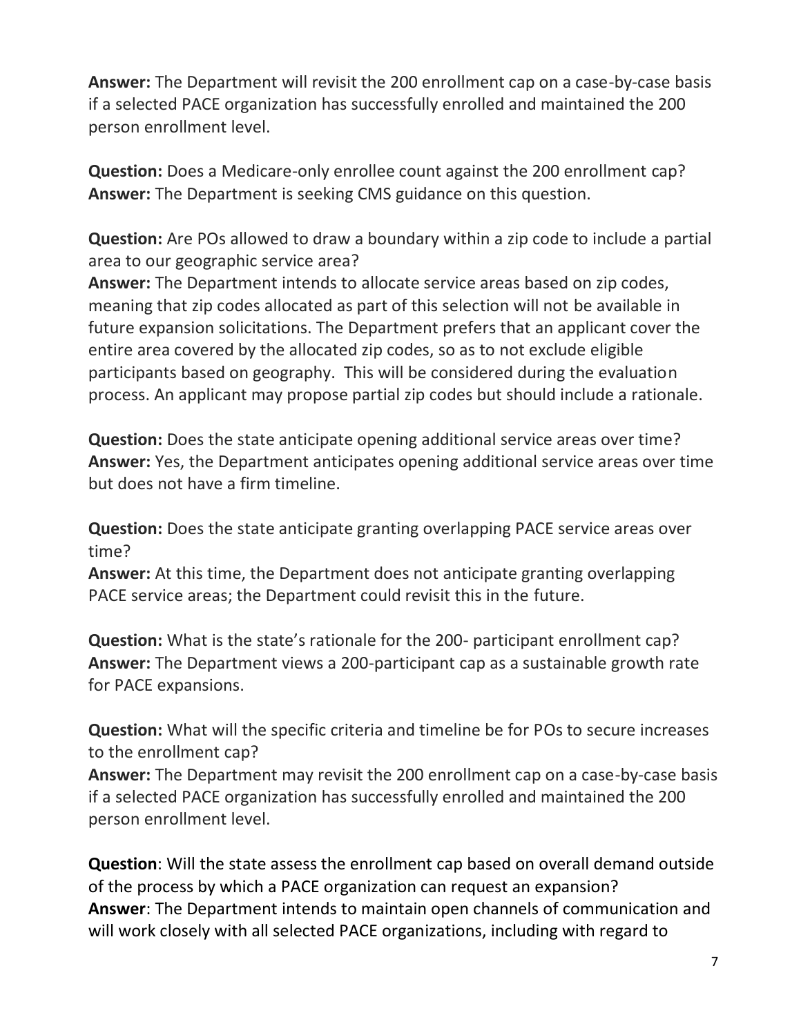**Answer:** The Department will revisit the 200 enrollment cap on a case-by-case basis if a selected PACE organization has successfully enrolled and maintained the 200 person enrollment level.

**Question:** Does a Medicare-only enrollee count against the 200 enrollment cap?
**Answer:** The Department is seeking CMS guidance on this question.

**Question:** Are POs allowed to draw a boundary within a zip code to include a partial area to our geographic service area?
**Answer:** The Department intends to allocate service areas based on zip codes, meaning that zip codes allocated as part of this selection will not be available in future expansion solicitations. The Department prefers that an applicant cover the entire area covered by the allocated zip codes, so as to not exclude eligible participants based on geography. This will be considered during the evaluation process. An applicant may propose partial zip codes but should include a rationale.

**Question:** Does the state anticipate opening additional service areas over time?
**Answer:** Yes, the Department anticipates opening additional service areas over time but does not have a firm timeline.

**Question:** Does the state anticipate granting overlapping PACE service areas over time?
**Answer:** At this time, the Department does not anticipate granting overlapping PACE service areas; the Department could revisit this in the future.

**Question:** What is the state's rationale for the 200- participant enrollment cap?
**Answer:** The Department views a 200-participant cap as a sustainable growth rate for PACE expansions.

**Question:** What will the specific criteria and timeline be for POs to secure increases to the enrollment cap?
**Answer:** The Department may revisit the 200 enrollment cap on a case-by-case basis if a selected PACE organization has successfully enrolled and maintained the 200 person enrollment level.

**Question**: Will the state assess the enrollment cap based on overall demand outside of the process by which a PACE organization can request an expansion?
**Answer**: The Department intends to maintain open channels of communication and will work closely with all selected PACE organizations, including with regard to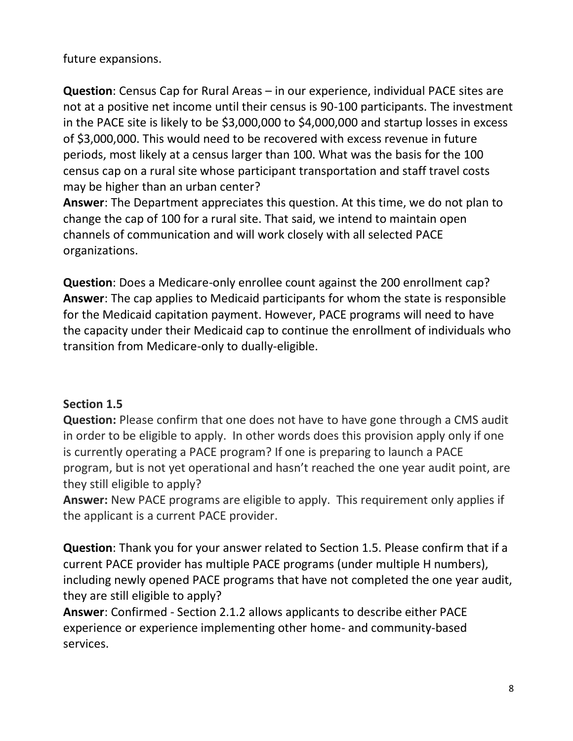future expansions.

**Question**: Census Cap for Rural Areas – in our experience, individual PACE sites are not at a positive net income until their census is 90-100 participants. The investment in the PACE site is likely to be $3,000,000 to $4,000,000 and startup losses in excess of $3,000,000. This would need to be recovered with excess revenue in future periods, most likely at a census larger than 100. What was the basis for the 100 census cap on a rural site whose participant transportation and staff travel costs may be higher than an urban center?
**Answer**: The Department appreciates this question. At this time, we do not plan to change the cap of 100 for a rural site. That said, we intend to maintain open channels of communication and will work closely with all selected PACE organizations.

**Question**: Does a Medicare-only enrollee count against the 200 enrollment cap?
**Answer**: The cap applies to Medicaid participants for whom the state is responsible for the Medicaid capitation payment. However, PACE programs will need to have the capacity under their Medicaid cap to continue the enrollment of individuals who transition from Medicare-only to dually-eligible.

**Section 1.5**

**Question:** Please confirm that one does not have to have gone through a CMS audit in order to be eligible to apply. In other words does this provision apply only if one is currently operating a PACE program? If one is preparing to launch a PACE program, but is not yet operational and hasn't reached the one year audit point, are they still eligible to apply?
**Answer:** New PACE programs are eligible to apply. This requirement only applies if the applicant is a current PACE provider.

**Question**: Thank you for your answer related to Section 1.5. Please confirm that if a current PACE provider has multiple PACE programs (under multiple H numbers), including newly opened PACE programs that have not completed the one year audit, they are still eligible to apply?
**Answer**: Confirmed - Section 2.1.2 allows applicants to describe either PACE experience or experience implementing other home- and community-based services.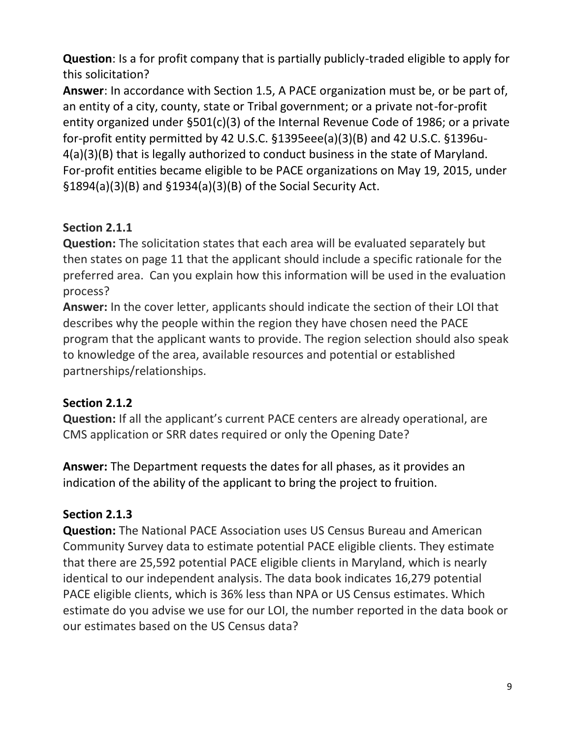**Question**: Is a for profit company that is partially publicly-traded eligible to apply for this solicitation?
**Answer**: In accordance with Section 1.5, A PACE organization must be, or be part of, an entity of a city, county, state or Tribal government; or a private not-for-profit entity organized under §501(c)(3) of the Internal Revenue Code of 1986; or a private for-profit entity permitted by 42 U.S.C. §1395eee(a)(3)(B) and 42 U.S.C. §1396u-4(a)(3)(B) that is legally authorized to conduct business in the state of Maryland. For-profit entities became eligible to be PACE organizations on May 19, 2015, under §1894(a)(3)(B) and §1934(a)(3)(B) of the Social Security Act.

### Section 2.1.1

**Question:** The solicitation states that each area will be evaluated separately but then states on page 11 that the applicant should include a specific rationale for the preferred area. Can you explain how this information will be used in the evaluation process?
**Answer:** In the cover letter, applicants should indicate the section of their LOI that describes why the people within the region they have chosen need the PACE program that the applicant wants to provide. The region selection should also speak to knowledge of the area, available resources and potential or established partnerships/relationships.

### Section 2.1.2

**Question:** If all the applicant's current PACE centers are already operational, are CMS application or SRR dates required or only the Opening Date?

**Answer:** The Department requests the dates for all phases, as it provides an indication of the ability of the applicant to bring the project to fruition.

### Section 2.1.3

**Question:** The National PACE Association uses US Census Bureau and American Community Survey data to estimate potential PACE eligible clients. They estimate that there are 25,592 potential PACE eligible clients in Maryland, which is nearly identical to our independent analysis. The data book indicates 16,279 potential PACE eligible clients, which is 36% less than NPA or US Census estimates. Which estimate do you advise we use for our LOI, the number reported in the data book or our estimates based on the US Census data?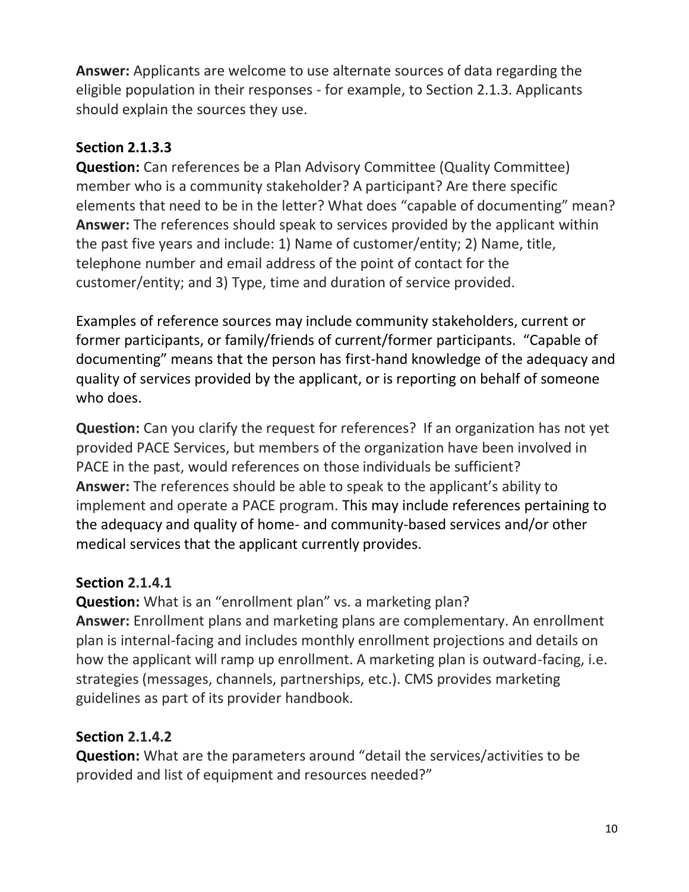**Answer:** Applicants are welcome to use alternate sources of data regarding the eligible population in their responses - for example, to Section 2.1.3. Applicants should explain the sources they use.

### Section 2.1.3.3

**Question:** Can references be a Plan Advisory Committee (Quality Committee) member who is a community stakeholder? A participant? Are there specific elements that need to be in the letter? What does "capable of documenting" mean?
**Answer:** The references should speak to services provided by the applicant within the past five years and include: 1) Name of customer/entity; 2) Name, title, telephone number and email address of the point of contact for the customer/entity; and 3) Type, time and duration of service provided.

Examples of reference sources may include community stakeholders, current or former participants, or family/friends of current/former participants. "Capable of documenting" means that the person has first-hand knowledge of the adequacy and quality of services provided by the applicant, or is reporting on behalf of someone who does.

**Question:** Can you clarify the request for references? If an organization has not yet provided PACE Services, but members of the organization have been involved in PACE in the past, would references on those individuals be sufficient?
**Answer:** The references should be able to speak to the applicant's ability to implement and operate a PACE program. This may include references pertaining to the adequacy and quality of home- and community-based services and/or other medical services that the applicant currently provides.

### Section 2.1.4.1

**Question:** What is an "enrollment plan" vs. a marketing plan?
**Answer:** Enrollment plans and marketing plans are complementary. An enrollment plan is internal-facing and includes monthly enrollment projections and details on how the applicant will ramp up enrollment. A marketing plan is outward-facing, i.e. strategies (messages, channels, partnerships, etc.). CMS provides marketing guidelines as part of its provider handbook.

### Section 2.1.4.2

**Question:** What are the parameters around "detail the services/activities to be provided and list of equipment and resources needed?"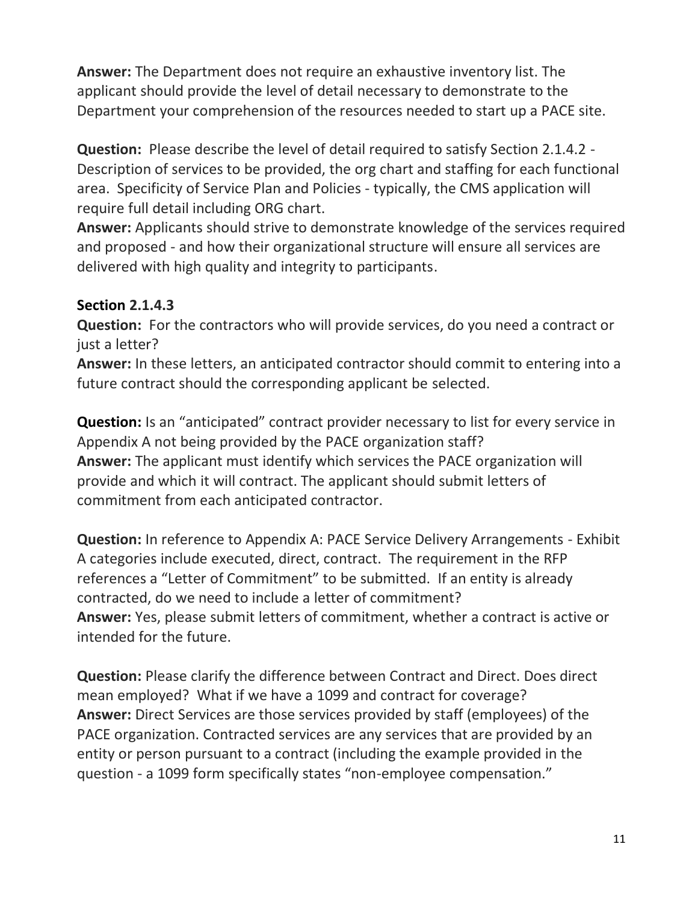**Answer:** The Department does not require an exhaustive inventory list. The applicant should provide the level of detail necessary to demonstrate to the Department your comprehension of the resources needed to start up a PACE site.

**Question:** Please describe the level of detail required to satisfy Section 2.1.4.2 - Description of services to be provided, the org chart and staffing for each functional area. Specificity of Service Plan and Policies - typically, the CMS application will require full detail including ORG chart.
**Answer:** Applicants should strive to demonstrate knowledge of the services required and proposed - and how their organizational structure will ensure all services are delivered with high quality and integrity to participants.

**Section 2.1.4.3**

**Question:** For the contractors who will provide services, do you need a contract or just a letter?
**Answer:** In these letters, an anticipated contractor should commit to entering into a future contract should the corresponding applicant be selected.

**Question:** Is an "anticipated" contract provider necessary to list for every service in Appendix A not being provided by the PACE organization staff?
**Answer:** The applicant must identify which services the PACE organization will provide and which it will contract. The applicant should submit letters of commitment from each anticipated contractor.

**Question:** In reference to Appendix A: PACE Service Delivery Arrangements - Exhibit A categories include executed, direct, contract. The requirement in the RFP references a "Letter of Commitment" to be submitted. If an entity is already contracted, do we need to include a letter of commitment?
**Answer:** Yes, please submit letters of commitment, whether a contract is active or intended for the future.

**Question:** Please clarify the difference between Contract and Direct. Does direct mean employed? What if we have a 1099 and contract for coverage?
**Answer:** Direct Services are those services provided by staff (employees) of the PACE organization. Contracted services are any services that are provided by an entity or person pursuant to a contract (including the example provided in the question - a 1099 form specifically states "non-employee compensation."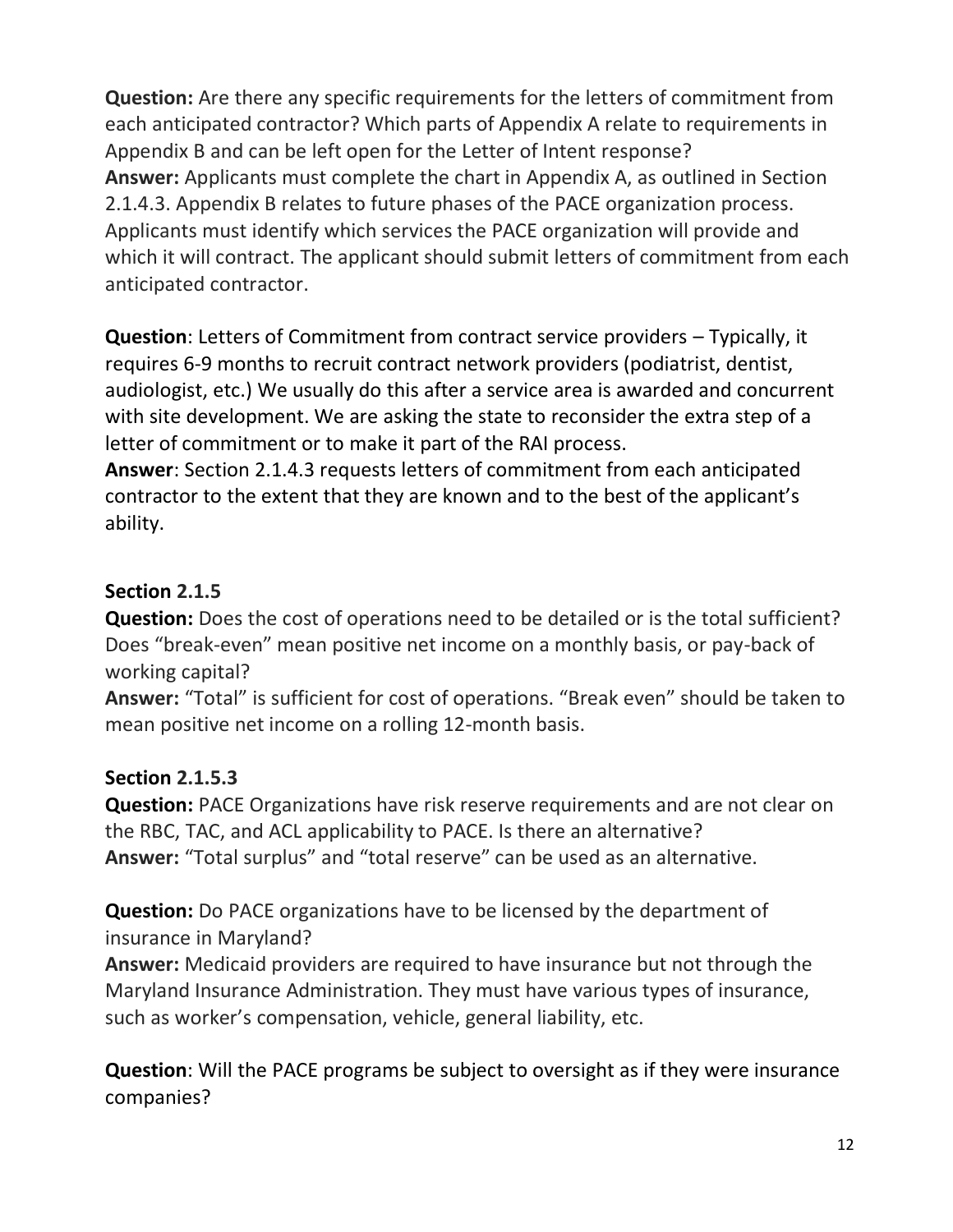**Question:** Are there any specific requirements for the letters of commitment from each anticipated contractor? Which parts of Appendix A relate to requirements in Appendix B and can be left open for the Letter of Intent response?
**Answer:** Applicants must complete the chart in Appendix A, as outlined in Section 2.1.4.3. Appendix B relates to future phases of the PACE organization process. Applicants must identify which services the PACE organization will provide and which it will contract. The applicant should submit letters of commitment from each anticipated contractor.

**Question**: Letters of Commitment from contract service providers – Typically, it requires 6-9 months to recruit contract network providers (podiatrist, dentist, audiologist, etc.) We usually do this after a service area is awarded and concurrent with site development. We are asking the state to reconsider the extra step of a letter of commitment or to make it part of the RAI process.
**Answer**: Section 2.1.4.3 requests letters of commitment from each anticipated contractor to the extent that they are known and to the best of the applicant's ability.

### Section 2.1.5

**Question:** Does the cost of operations need to be detailed or is the total sufficient? Does "break-even" mean positive net income on a monthly basis, or pay-back of working capital?
**Answer:** "Total" is sufficient for cost of operations. "Break even" should be taken to mean positive net income on a rolling 12-month basis.

### Section 2.1.5.3

**Question:** PACE Organizations have risk reserve requirements and are not clear on the RBC, TAC, and ACL applicability to PACE. Is there an alternative?
**Answer:** "Total surplus" and "total reserve" can be used as an alternative.

**Question:** Do PACE organizations have to be licensed by the department of insurance in Maryland?
**Answer:** Medicaid providers are required to have insurance but not through the Maryland Insurance Administration. They must have various types of insurance, such as worker's compensation, vehicle, general liability, etc.

**Question**: Will the PACE programs be subject to oversight as if they were insurance companies?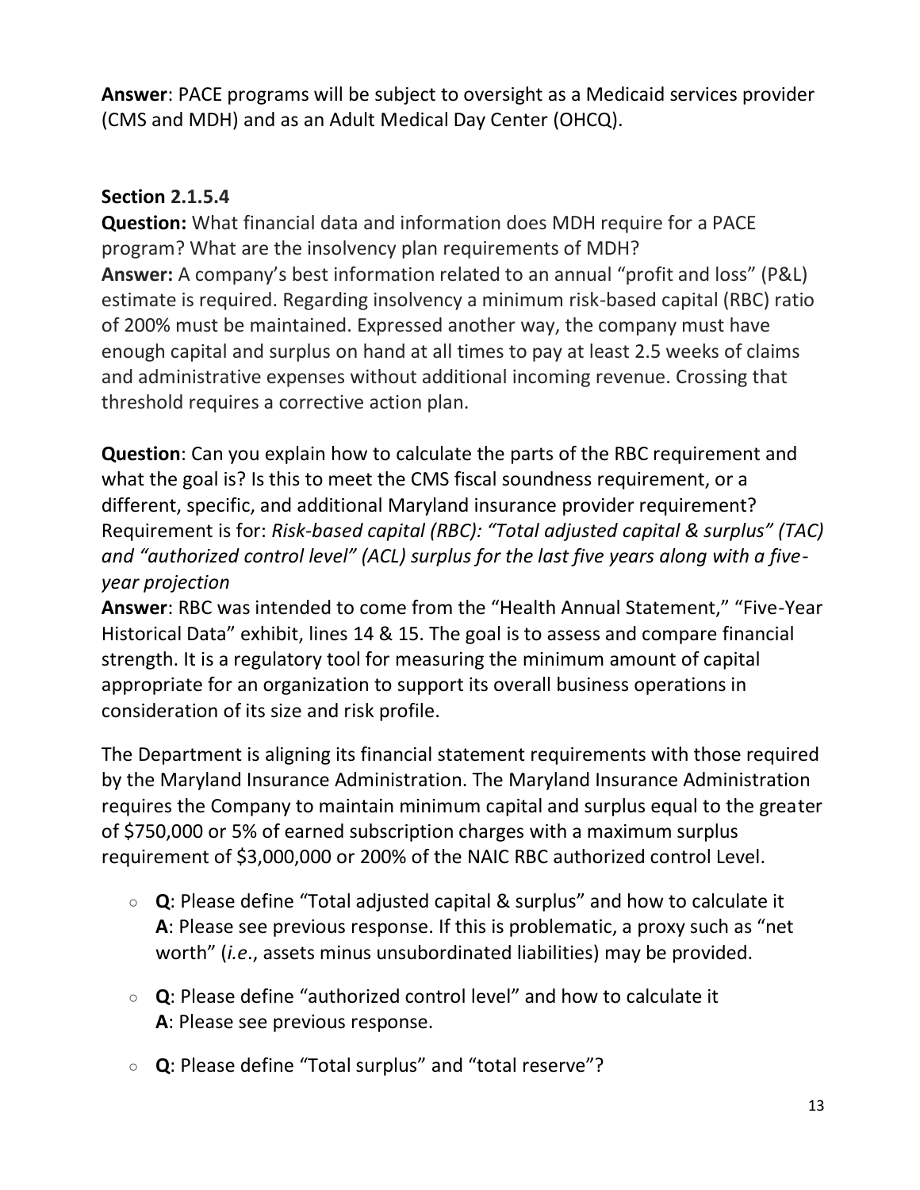**Answer**: PACE programs will be subject to oversight as a Medicaid services provider (CMS and MDH) and as an Adult Medical Day Center (OHCQ).

### Section 2.1.5.4

**Question:** What financial data and information does MDH require for a PACE program? What are the insolvency plan requirements of MDH?
**Answer:** A company's best information related to an annual "profit and loss" (P&L) estimate is required. Regarding insolvency a minimum risk-based capital (RBC) ratio of 200% must be maintained. Expressed another way, the company must have enough capital and surplus on hand at all times to pay at least 2.5 weeks of claims and administrative expenses without additional incoming revenue. Crossing that threshold requires a corrective action plan.

**Question**: Can you explain how to calculate the parts of the RBC requirement and what the goal is? Is this to meet the CMS fiscal soundness requirement, or a different, specific, and additional Maryland insurance provider requirement? Requirement is for: *Risk-based capital (RBC): "Total adjusted capital & surplus" (TAC) and "authorized control level" (ACL) surplus for the last five years along with a five-year projection*
**Answer**: RBC was intended to come from the "Health Annual Statement," "Five-Year Historical Data" exhibit, lines 14 & 15. The goal is to assess and compare financial strength. It is a regulatory tool for measuring the minimum amount of capital appropriate for an organization to support its overall business operations in consideration of its size and risk profile.

The Department is aligning its financial statement requirements with those required by the Maryland Insurance Administration. The Maryland Insurance Administration requires the Company to maintain minimum capital and surplus equal to the greater of $750,000 or 5% of earned subscription charges with a maximum surplus requirement of $3,000,000 or 200% of the NAIC RBC authorized control Level.

- **Q**: Please define "Total adjusted capital & surplus" and how to calculate it
  **A**: Please see previous response. If this is problematic, a proxy such as "net worth" (*i.e.*, assets minus unsubordinated liabilities) may be provided.

- **Q**: Please define "authorized control level" and how to calculate it
  **A**: Please see previous response.

- **Q**: Please define "Total surplus" and "total reserve"?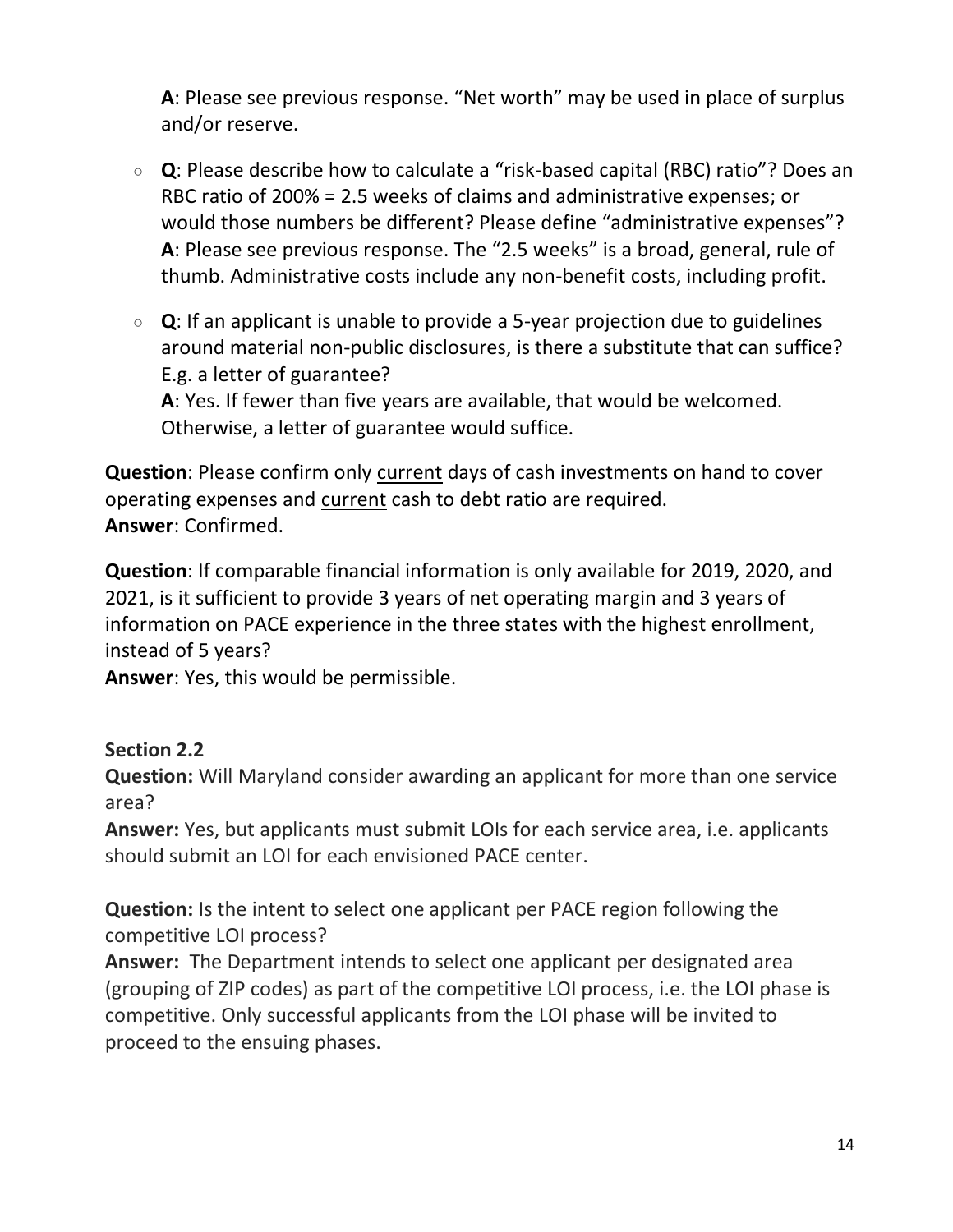**A**: Please see previous response. "Net worth" may be used in place of surplus and/or reserve.

- **Q**: Please describe how to calculate a "risk-based capital (RBC) ratio"? Does an RBC ratio of 200% = 2.5 weeks of claims and administrative expenses; or would those numbers be different? Please define "administrative expenses"?
  **A**: Please see previous response. The "2.5 weeks" is a broad, general, rule of thumb. Administrative costs include any non-benefit costs, including profit.

- **Q**: If an applicant is unable to provide a 5-year projection due to guidelines around material non-public disclosures, is there a substitute that can suffice? E.g. a letter of guarantee?
  **A**: Yes. If fewer than five years are available, that would be welcomed. Otherwise, a letter of guarantee would suffice.

**Question**: Please confirm only <u>current</u> days of cash investments on hand to cover operating expenses and <u>current</u> cash to debt ratio are required.
**Answer**: Confirmed.

**Question**: If comparable financial information is only available for 2019, 2020, and 2021, is it sufficient to provide 3 years of net operating margin and 3 years of information on PACE experience in the three states with the highest enrollment, instead of 5 years?
**Answer**: Yes, this would be permissible.

**Section 2.2**

**Question:** Will Maryland consider awarding an applicant for more than one service area?
**Answer:** Yes, but applicants must submit LOIs for each service area, i.e. applicants should submit an LOI for each envisioned PACE center.

**Question:** Is the intent to select one applicant per PACE region following the competitive LOI process?
**Answer:** The Department intends to select one applicant per designated area (grouping of ZIP codes) as part of the competitive LOI process, i.e. the LOI phase is competitive. Only successful applicants from the LOI phase will be invited to proceed to the ensuing phases.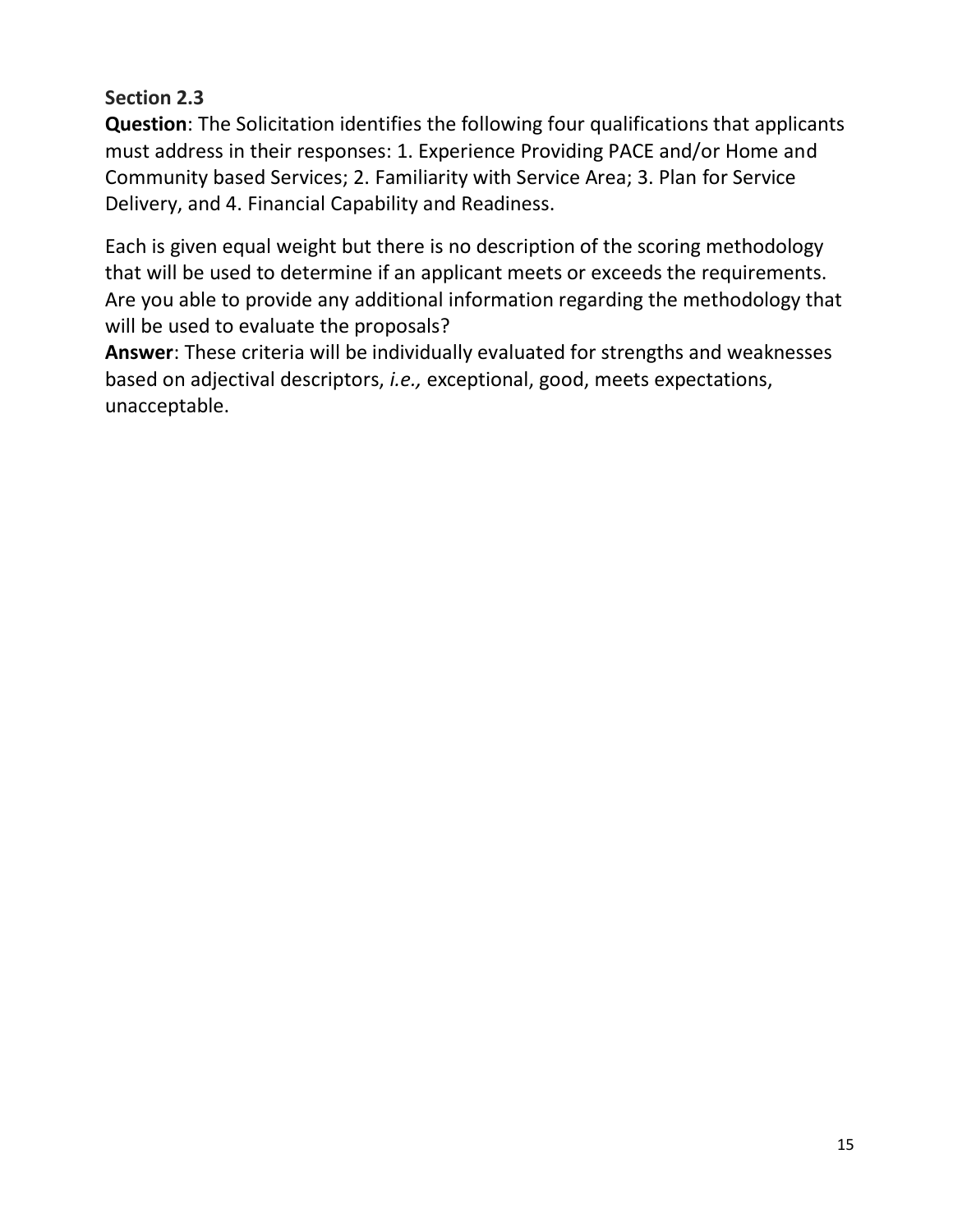**Section 2.3**

**Question**: The Solicitation identifies the following four qualifications that applicants must address in their responses: 1. Experience Providing PACE and/or Home and Community based Services; 2. Familiarity with Service Area; 3. Plan for Service Delivery, and 4. Financial Capability and Readiness.

Each is given equal weight but there is no description of the scoring methodology that will be used to determine if an applicant meets or exceeds the requirements. Are you able to provide any additional information regarding the methodology that will be used to evaluate the proposals?

**Answer**: These criteria will be individually evaluated for strengths and weaknesses based on adjectival descriptors, *i.e.,* exceptional, good, meets expectations, unacceptable.